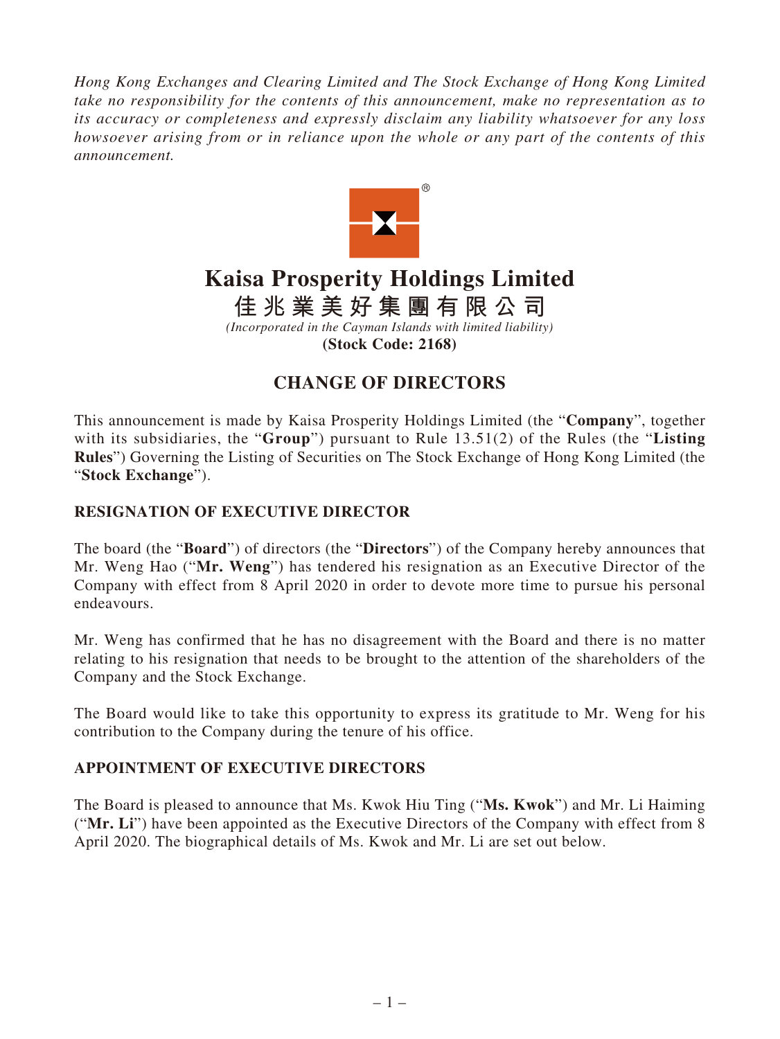*Hong Kong Exchanges and Clearing Limited and The Stock Exchange of Hong Kong Limited take no responsibility for the contents of this announcement, make no representation as to its accuracy or completeness and expressly disclaim any liability whatsoever for any loss howsoever arising from or in reliance upon the whole or any part of the contents of this announcement.*

# Kaisa Prosperity Holdings Limited

# 佳兆業美好集團有限公司

*(Incorporated in the Cayman Islands with limited liability)*

**(Stock Code: 2168)**

## CHANGE OF DIRECTORS

This announcement is made by Kaisa Prosperity Holdings Limited (the "**Company**", together with its subsidiaries, the "**Group**") pursuant to Rule 13.51(2) of the Rules (the "**Listing Rules**") Governing the Listing of Securities on The Stock Exchange of Hong Kong Limited (the "**Stock Exchange**").

### RESIGNATION OF EXECUTIVE DIRECTOR

The board (the "**Board**") of directors (the "**Directors**") of the Company hereby announces that Mr. Weng Hao ("**Mr. Weng**") has tendered his resignation as an Executive Director of the Company with effect from 8 April 2020 in order to devote more time to pursue his personal endeavours.

Mr. Weng has confirmed that he has no disagreement with the Board and there is no matter relating to his resignation that needs to be brought to the attention of the shareholders of the Company and the Stock Exchange.

The Board would like to take this opportunity to express its gratitude to Mr. Weng for his contribution to the Company during the tenure of his office.

### APPOINTMENT OF EXECUTIVE DIRECTORS

The Board is pleased to announce that Ms. Kwok Hiu Ting ("**Ms. Kwok**") and Mr. Li Haiming ("**Mr. Li**") have been appointed as the Executive Directors of the Company with effect from 8 April 2020. The biographical details of Ms. Kwok and Mr. Li are set out below.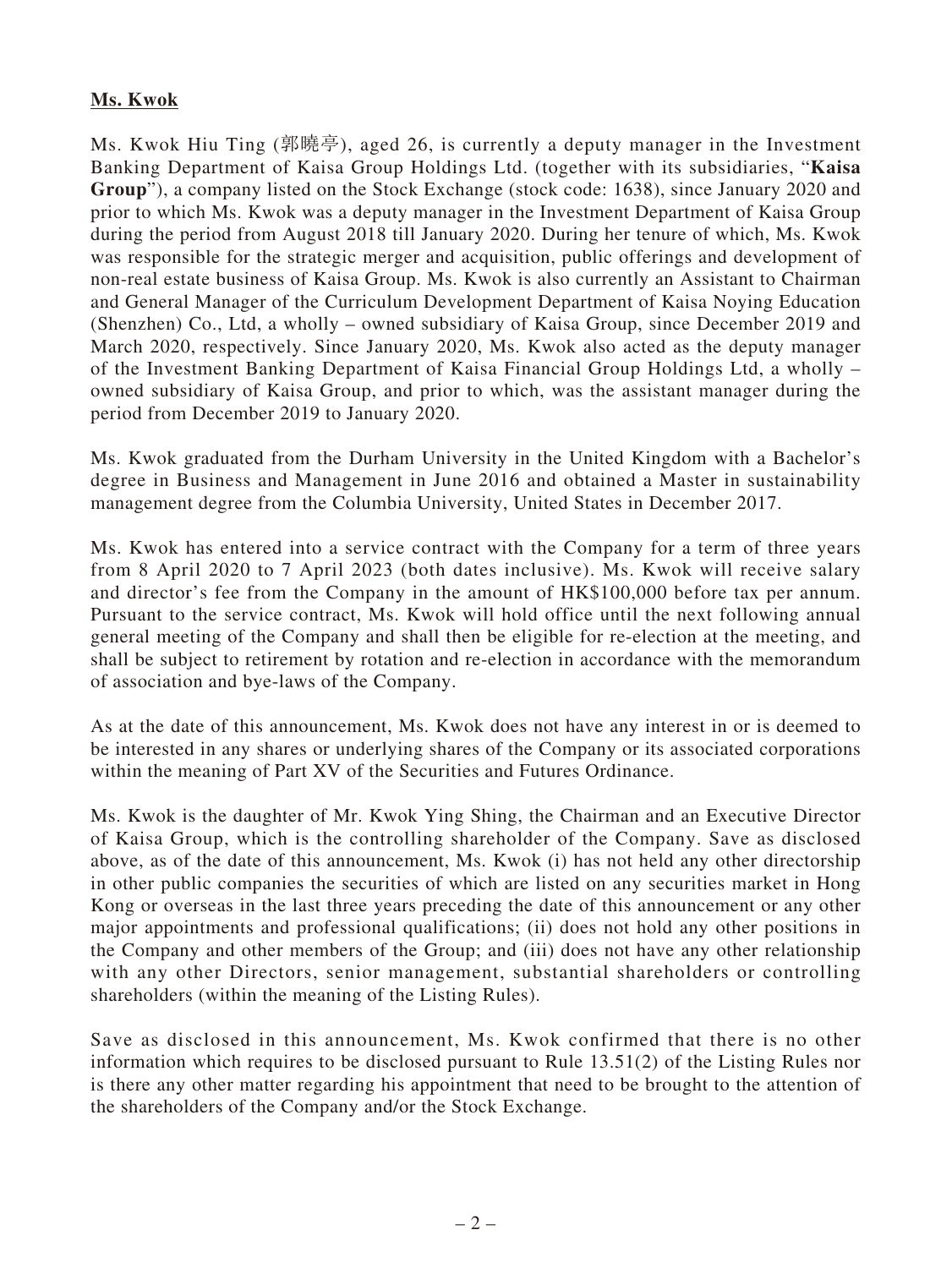**Ms. Kwok**

Ms. Kwok Hiu Ting (郭曉亭), aged 26, is currently a deputy manager in the Investment Banking Department of Kaisa Group Holdings Ltd. (together with its subsidiaries, "**Kaisa Group**"), a company listed on the Stock Exchange (stock code: 1638), since January 2020 and prior to which Ms. Kwok was a deputy manager in the Investment Department of Kaisa Group during the period from August 2018 till January 2020. During her tenure of which, Ms. Kwok was responsible for the strategic merger and acquisition, public offerings and development of non-real estate business of Kaisa Group. Ms. Kwok is also currently an Assistant to Chairman and General Manager of the Curriculum Development Department of Kaisa Noying Education (Shenzhen) Co., Ltd, a wholly – owned subsidiary of Kaisa Group, since December 2019 and March 2020, respectively. Since January 2020, Ms. Kwok also acted as the deputy manager of the Investment Banking Department of Kaisa Financial Group Holdings Ltd, a wholly – owned subsidiary of Kaisa Group, and prior to which, was the assistant manager during the period from December 2019 to January 2020.

Ms. Kwok graduated from the Durham University in the United Kingdom with a Bachelor's degree in Business and Management in June 2016 and obtained a Master in sustainability management degree from the Columbia University, United States in December 2017.

Ms. Kwok has entered into a service contract with the Company for a term of three years from 8 April 2020 to 7 April 2023 (both dates inclusive). Ms. Kwok will receive salary and director's fee from the Company in the amount of HK$100,000 before tax per annum. Pursuant to the service contract, Ms. Kwok will hold office until the next following annual general meeting of the Company and shall then be eligible for re-election at the meeting, and shall be subject to retirement by rotation and re-election in accordance with the memorandum of association and bye-laws of the Company.

As at the date of this announcement, Ms. Kwok does not have any interest in or is deemed to be interested in any shares or underlying shares of the Company or its associated corporations within the meaning of Part XV of the Securities and Futures Ordinance.

Ms. Kwok is the daughter of Mr. Kwok Ying Shing, the Chairman and an Executive Director of Kaisa Group, which is the controlling shareholder of the Company. Save as disclosed above, as of the date of this announcement, Ms. Kwok (i) has not held any other directorship in other public companies the securities of which are listed on any securities market in Hong Kong or overseas in the last three years preceding the date of this announcement or any other major appointments and professional qualifications; (ii) does not hold any other positions in the Company and other members of the Group; and (iii) does not have any other relationship with any other Directors, senior management, substantial shareholders or controlling shareholders (within the meaning of the Listing Rules).

Save as disclosed in this announcement, Ms. Kwok confirmed that there is no other information which requires to be disclosed pursuant to Rule 13.51(2) of the Listing Rules nor is there any other matter regarding his appointment that need to be brought to the attention of the shareholders of the Company and/or the Stock Exchange.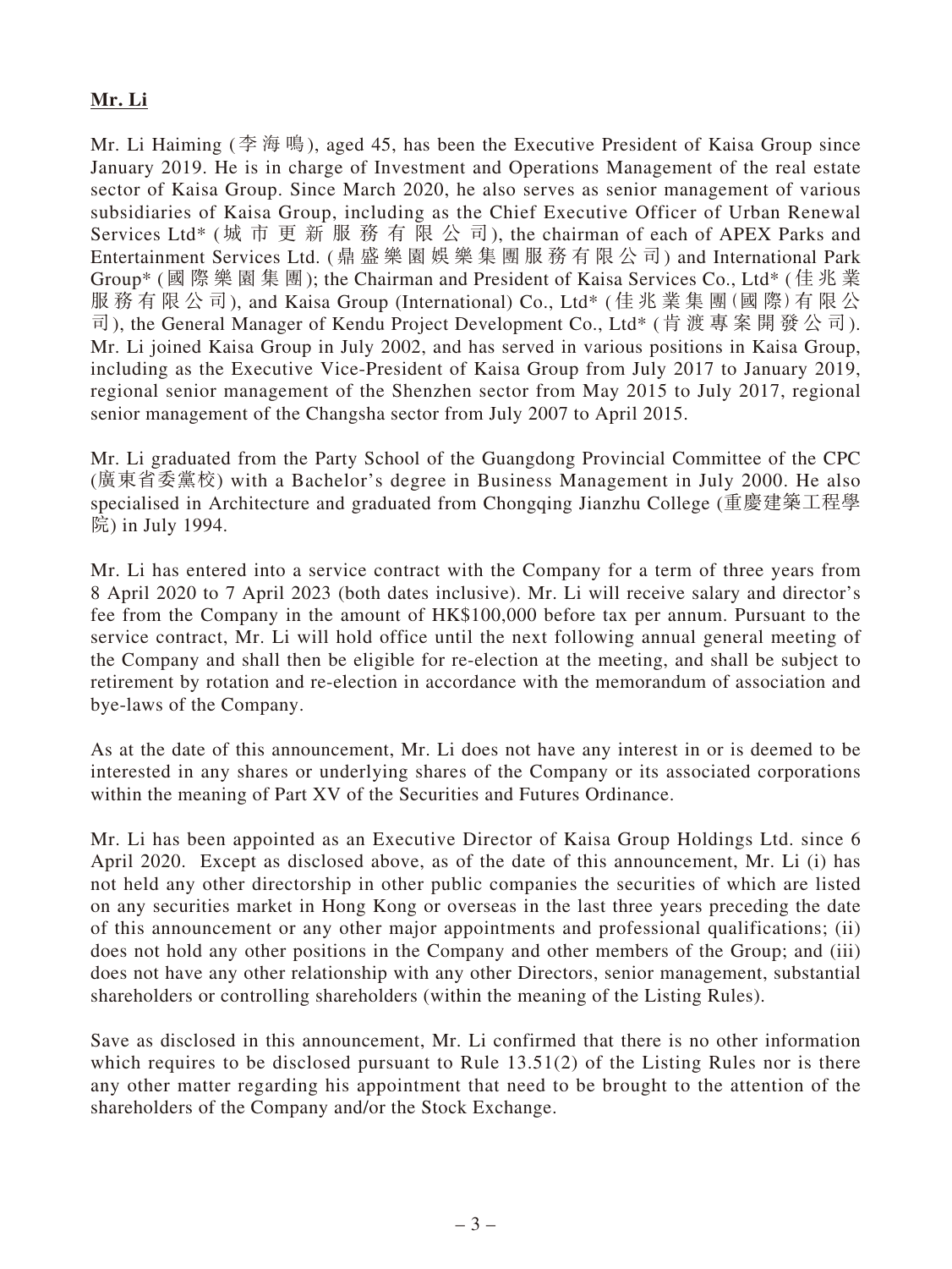**Mr. Li**

Mr. Li Haiming (李海鳴), aged 45, has been the Executive President of Kaisa Group since January 2019. He is in charge of Investment and Operations Management of the real estate sector of Kaisa Group. Since March 2020, he also serves as senior management of various subsidiaries of Kaisa Group, including as the Chief Executive Officer of Urban Renewal Services Ltd* (城市更新服務有限公司), the chairman of each of APEX Parks and Entertainment Services Ltd. (鼎盛樂園娛樂集團服務有限公司) and International Park Group* (國際樂園集團); the Chairman and President of Kaisa Services Co., Ltd* (佳兆業服務有限公司), and Kaisa Group (International) Co., Ltd* (佳兆業集團(國際)有限公司), the General Manager of Kendu Project Development Co., Ltd* (肯渡專案開發公司). Mr. Li joined Kaisa Group in July 2002, and has served in various positions in Kaisa Group, including as the Executive Vice-President of Kaisa Group from July 2017 to January 2019, regional senior management of the Shenzhen sector from May 2015 to July 2017, regional senior management of the Changsha sector from July 2007 to April 2015.

Mr. Li graduated from the Party School of the Guangdong Provincial Committee of the CPC (廣東省委黨校) with a Bachelor's degree in Business Management in July 2000. He also specialised in Architecture and graduated from Chongqing Jianzhu College (重慶建築工程學院) in July 1994.

Mr. Li has entered into a service contract with the Company for a term of three years from 8 April 2020 to 7 April 2023 (both dates inclusive). Mr. Li will receive salary and director's fee from the Company in the amount of HK$100,000 before tax per annum. Pursuant to the service contract, Mr. Li will hold office until the next following annual general meeting of the Company and shall then be eligible for re-election at the meeting, and shall be subject to retirement by rotation and re-election in accordance with the memorandum of association and bye-laws of the Company.

As at the date of this announcement, Mr. Li does not have any interest in or is deemed to be interested in any shares or underlying shares of the Company or its associated corporations within the meaning of Part XV of the Securities and Futures Ordinance.

Mr. Li has been appointed as an Executive Director of Kaisa Group Holdings Ltd. since 6 April 2020. Except as disclosed above, as of the date of this announcement, Mr. Li (i) has not held any other directorship in other public companies the securities of which are listed on any securities market in Hong Kong or overseas in the last three years preceding the date of this announcement or any other major appointments and professional qualifications; (ii) does not hold any other positions in the Company and other members of the Group; and (iii) does not have any other relationship with any other Directors, senior management, substantial shareholders or controlling shareholders (within the meaning of the Listing Rules).

Save as disclosed in this announcement, Mr. Li confirmed that there is no other information which requires to be disclosed pursuant to Rule 13.51(2) of the Listing Rules nor is there any other matter regarding his appointment that need to be brought to the attention of the shareholders of the Company and/or the Stock Exchange.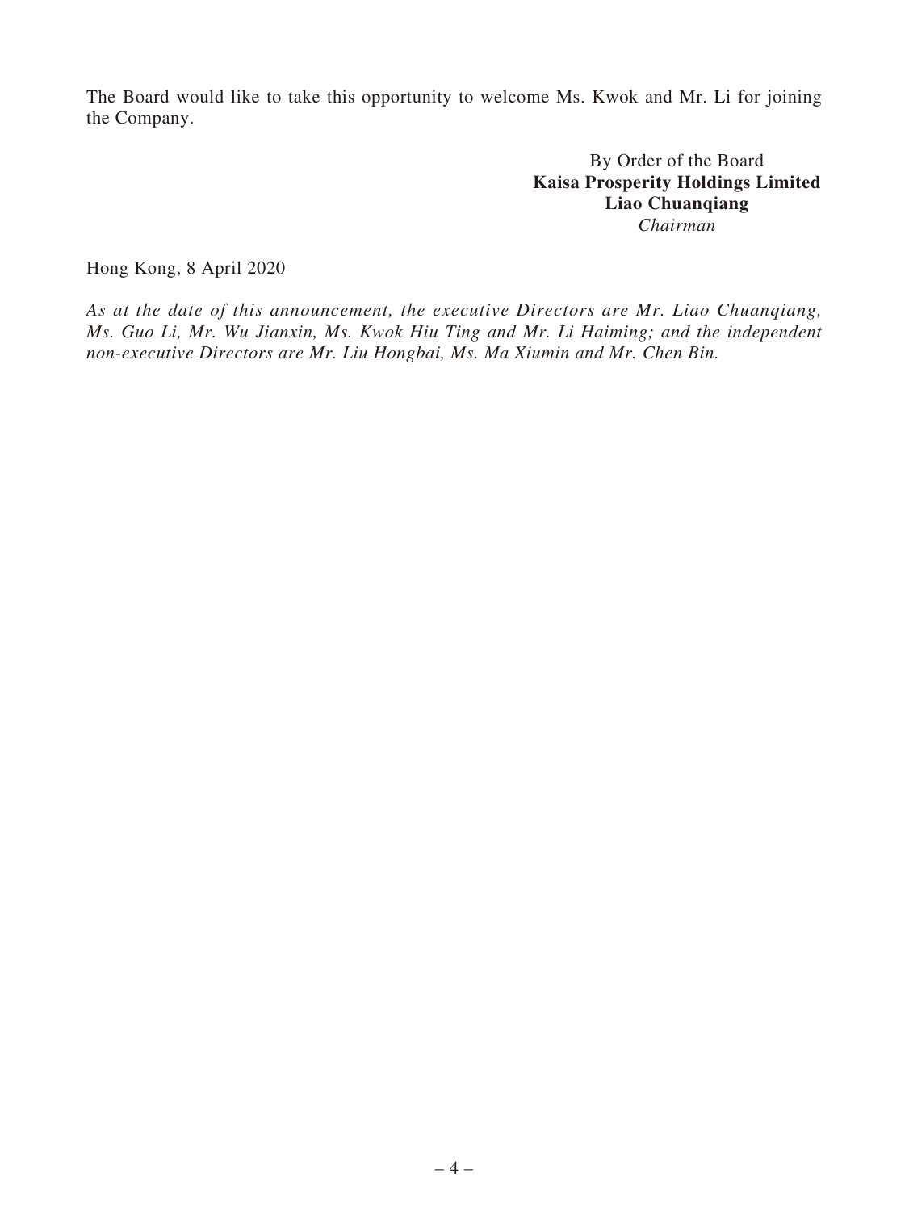The Board would like to take this opportunity to welcome Ms. Kwok and Mr. Li for joining the Company.

By Order of the Board
**Kaisa Prosperity Holdings Limited**
**Liao Chuanqiang**
*Chairman*

Hong Kong, 8 April 2020

*As at the date of this announcement, the executive Directors are Mr. Liao Chuanqiang, Ms. Guo Li, Mr. Wu Jianxin, Ms. Kwok Hiu Ting and Mr. Li Haiming; and the independent non-executive Directors are Mr. Liu Hongbai, Ms. Ma Xiumin and Mr. Chen Bin.*